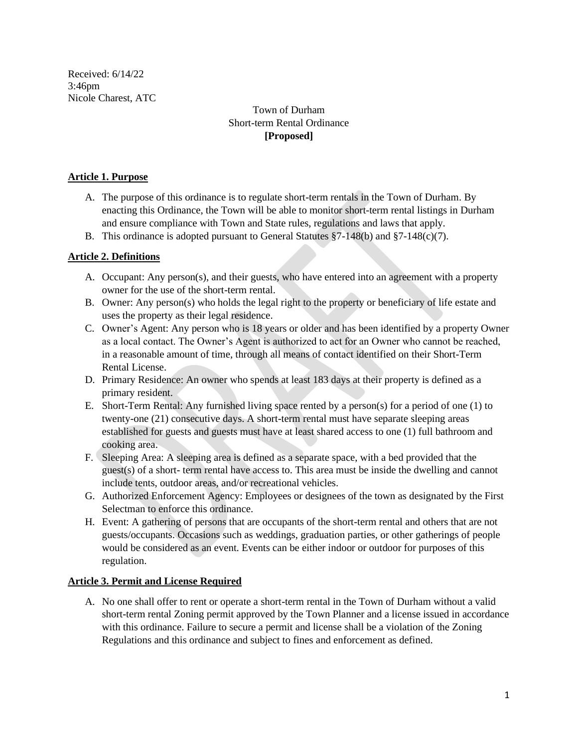Received: 6/14/22
3:46pm
Nicole Charest, ATC

Town of Durham
Short-term Rental Ordinance
**[Proposed]**

## Article 1. Purpose

A. The purpose of this ordinance is to regulate short-term rentals in the Town of Durham. By enacting this Ordinance, the Town will be able to monitor short-term rental listings in Durham and ensure compliance with Town and State rules, regulations and laws that apply.
B. This ordinance is adopted pursuant to General Statutes §7-148(b) and §7-148(c)(7).

## Article 2. Definitions

A. Occupant: Any person(s), and their guests, who have entered into an agreement with a property owner for the use of the short-term rental.
B. Owner: Any person(s) who holds the legal right to the property or beneficiary of life estate and uses the property as their legal residence.
C. Owner's Agent: Any person who is 18 years or older and has been identified by a property Owner as a local contact. The Owner's Agent is authorized to act for an Owner who cannot be reached, in a reasonable amount of time, through all means of contact identified on their Short-Term Rental License.
D. Primary Residence: An owner who spends at least 183 days at their property is defined as a primary resident.
E. Short-Term Rental: Any furnished living space rented by a person(s) for a period of one (1) to twenty-one (21) consecutive days. A short-term rental must have separate sleeping areas established for guests and guests must have at least shared access to one (1) full bathroom and cooking area.
F. Sleeping Area: A sleeping area is defined as a separate space, with a bed provided that the guest(s) of a short- term rental have access to. This area must be inside the dwelling and cannot include tents, outdoor areas, and/or recreational vehicles.
G. Authorized Enforcement Agency: Employees or designees of the town as designated by the First Selectman to enforce this ordinance.
H. Event: A gathering of persons that are occupants of the short-term rental and others that are not guests/occupants. Occasions such as weddings, graduation parties, or other gatherings of people would be considered as an event. Events can be either indoor or outdoor for purposes of this regulation.

## Article 3. Permit and License Required

A. No one shall offer to rent or operate a short-term rental in the Town of Durham without a valid short-term rental Zoning permit approved by the Town Planner and a license issued in accordance with this ordinance. Failure to secure a permit and license shall be a violation of the Zoning Regulations and this ordinance and subject to fines and enforcement as defined.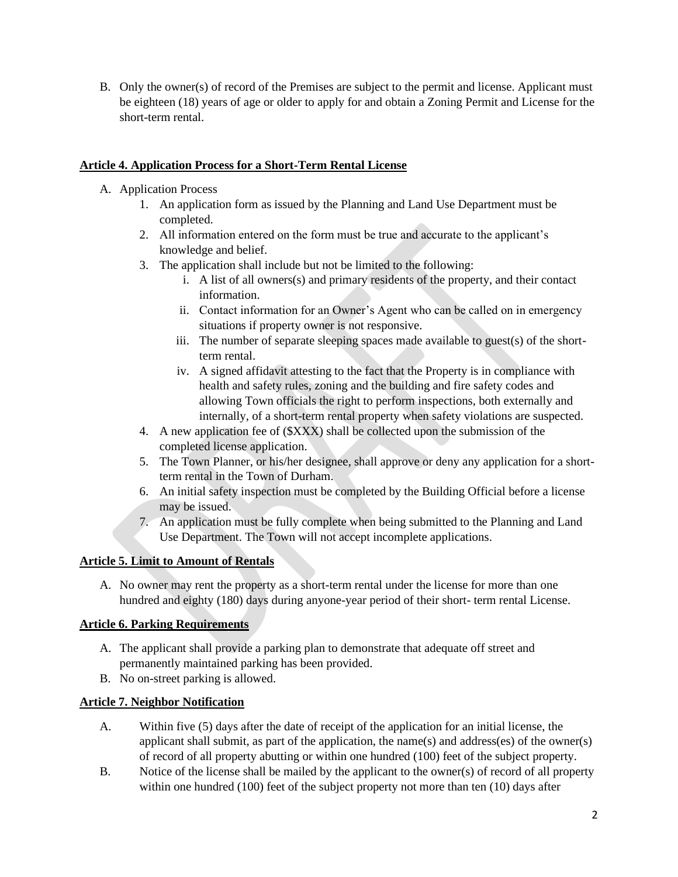B. Only the owner(s) of record of the Premises are subject to the permit and license. Applicant must be eighteen (18) years of age or older to apply for and obtain a Zoning Permit and License for the short-term rental.

**Article 4. Application Process for a Short-Term Rental License**

A. Application Process
   1. An application form as issued by the Planning and Land Use Department must be completed.
   2. All information entered on the form must be true and accurate to the applicant's knowledge and belief.
   3. The application shall include but not be limited to the following:
      i. A list of all owners(s) and primary residents of the property, and their contact information.
      ii. Contact information for an Owner's Agent who can be called on in emergency situations if property owner is not responsive.
      iii. The number of separate sleeping spaces made available to guest(s) of the short-term rental.
      iv. A signed affidavit attesting to the fact that the Property is in compliance with health and safety rules, zoning and the building and fire safety codes and allowing Town officials the right to perform inspections, both externally and internally, of a short-term rental property when safety violations are suspected.
   4. A new application fee of ($XXX) shall be collected upon the submission of the completed license application.
   5. The Town Planner, or his/her designee, shall approve or deny any application for a short-term rental in the Town of Durham.
   6. An initial safety inspection must be completed by the Building Official before a license may be issued.
   7. An application must be fully complete when being submitted to the Planning and Land Use Department. The Town will not accept incomplete applications.

**Article 5. Limit to Amount of Rentals**

A. No owner may rent the property as a short-term rental under the license for more than one hundred and eighty (180) days during anyone-year period of their short- term rental License.

**Article 6. Parking Requirements**

A. The applicant shall provide a parking plan to demonstrate that adequate off street and permanently maintained parking has been provided.
B. No on-street parking is allowed.

**Article 7. Neighbor Notification**

A. Within five (5) days after the date of receipt of the application for an initial license, the applicant shall submit, as part of the application, the name(s) and address(es) of the owner(s) of record of all property abutting or within one hundred (100) feet of the subject property.
B. Notice of the license shall be mailed by the applicant to the owner(s) of record of all property within one hundred (100) feet of the subject property not more than ten (10) days after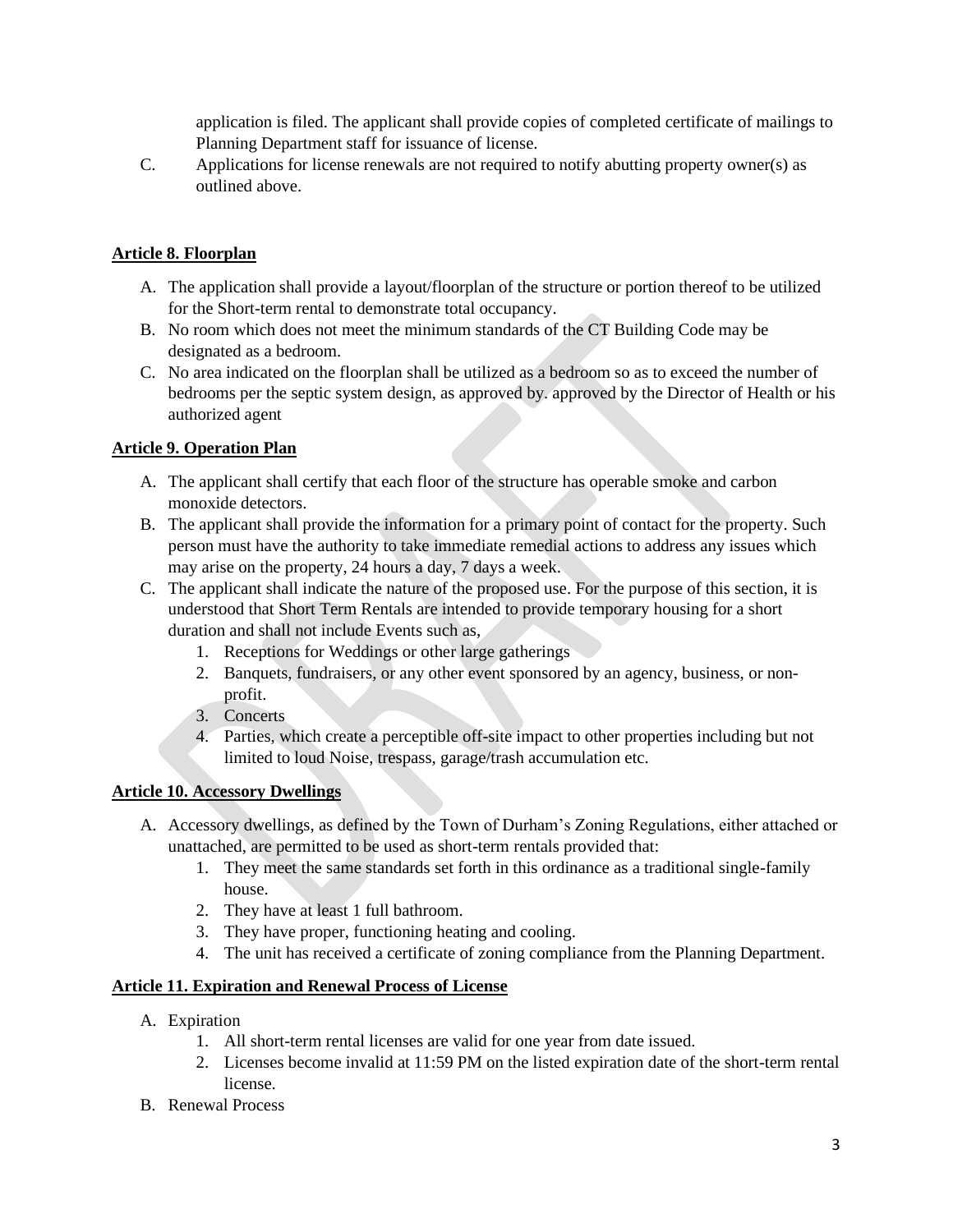application is filed. The applicant shall provide copies of completed certificate of mailings to Planning Department staff for issuance of license.

C. Applications for license renewals are not required to notify abutting property owner(s) as outlined above.

## Article 8. Floorplan

A. The application shall provide a layout/floorplan of the structure or portion thereof to be utilized for the Short-term rental to demonstrate total occupancy.
B. No room which does not meet the minimum standards of the CT Building Code may be designated as a bedroom.
C. No area indicated on the floorplan shall be utilized as a bedroom so as to exceed the number of bedrooms per the septic system design, as approved by. approved by the Director of Health or his authorized agent

## Article 9. Operation Plan

A. The applicant shall certify that each floor of the structure has operable smoke and carbon monoxide detectors.
B. The applicant shall provide the information for a primary point of contact for the property. Such person must have the authority to take immediate remedial actions to address any issues which may arise on the property, 24 hours a day, 7 days a week.
C. The applicant shall indicate the nature of the proposed use. For the purpose of this section, it is understood that Short Term Rentals are intended to provide temporary housing for a short duration and shall not include Events such as,
    1. Receptions for Weddings or other large gatherings
    2. Banquets, fundraisers, or any other event sponsored by an agency, business, or non-profit.
    3. Concerts
    4. Parties, which create a perceptible off-site impact to other properties including but not limited to loud Noise, trespass, garage/trash accumulation etc.

## Article 10. Accessory Dwellings

A. Accessory dwellings, as defined by the Town of Durham's Zoning Regulations, either attached or unattached, are permitted to be used as short-term rentals provided that:
    1. They meet the same standards set forth in this ordinance as a traditional single-family house.
    2. They have at least 1 full bathroom.
    3. They have proper, functioning heating and cooling.
    4. The unit has received a certificate of zoning compliance from the Planning Department.

## Article 11. Expiration and Renewal Process of License

A. Expiration
    1. All short-term rental licenses are valid for one year from date issued.
    2. Licenses become invalid at 11:59 PM on the listed expiration date of the short-term rental license.
B. Renewal Process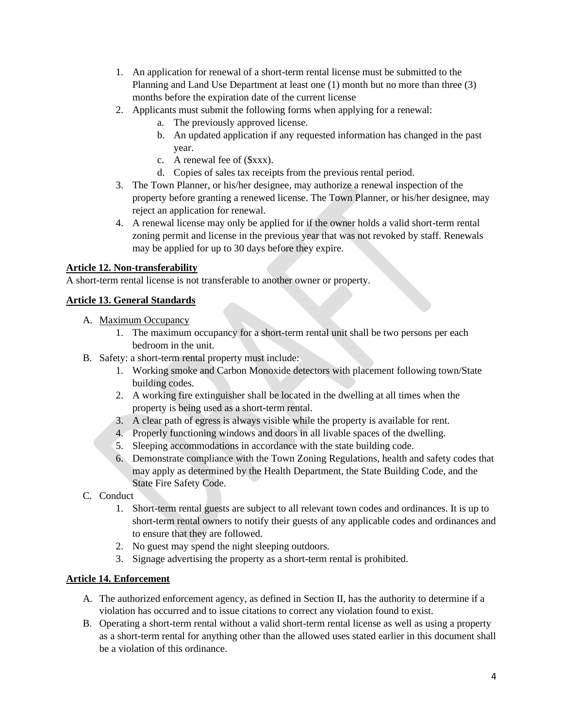1. An application for renewal of a short-term rental license must be submitted to the Planning and Land Use Department at least one (1) month but no more than three (3) months before the expiration date of the current license
2. Applicants must submit the following forms when applying for a renewal:
    a. The previously approved license.
    b. An updated application if any requested information has changed in the past year.
    c. A renewal fee of ($xxx).
    d. Copies of sales tax receipts from the previous rental period.
3. The Town Planner, or his/her designee, may authorize a renewal inspection of the property before granting a renewed license. The Town Planner, or his/her designee, may reject an application for renewal.
4. A renewal license may only be applied for if the owner holds a valid short-term rental zoning permit and license in the previous year that was not revoked by staff. Renewals may be applied for up to 30 days before they expire.

**Article 12. Non-transferability**

A short-term rental license is not transferable to another owner or property.

**Article 13. General Standards**

A. Maximum Occupancy
    1. The maximum occupancy for a short-term rental unit shall be two persons per each bedroom in the unit.

B. Safety: a short-term rental property must include:
    1. Working smoke and Carbon Monoxide detectors with placement following town/State building codes.
    2. A working fire extinguisher shall be located in the dwelling at all times when the property is being used as a short-term rental.
    3. A clear path of egress is always visible while the property is available for rent.
    4. Properly functioning windows and doors in all livable spaces of the dwelling.
    5. Sleeping accommodations in accordance with the state building code.
    6. Demonstrate compliance with the Town Zoning Regulations, health and safety codes that may apply as determined by the Health Department, the State Building Code, and the State Fire Safety Code.

C. Conduct
    1. Short-term rental guests are subject to all relevant town codes and ordinances. It is up to short-term rental owners to notify their guests of any applicable codes and ordinances and to ensure that they are followed.
    2. No guest may spend the night sleeping outdoors.
    3. Signage advertising the property as a short-term rental is prohibited.

**Article 14. Enforcement**

A. The authorized enforcement agency, as defined in Section II, has the authority to determine if a violation has occurred and to issue citations to correct any violation found to exist.

B. Operating a short-term rental without a valid short-term rental license as well as using a property as a short-term rental for anything other than the allowed uses stated earlier in this document shall be a violation of this ordinance.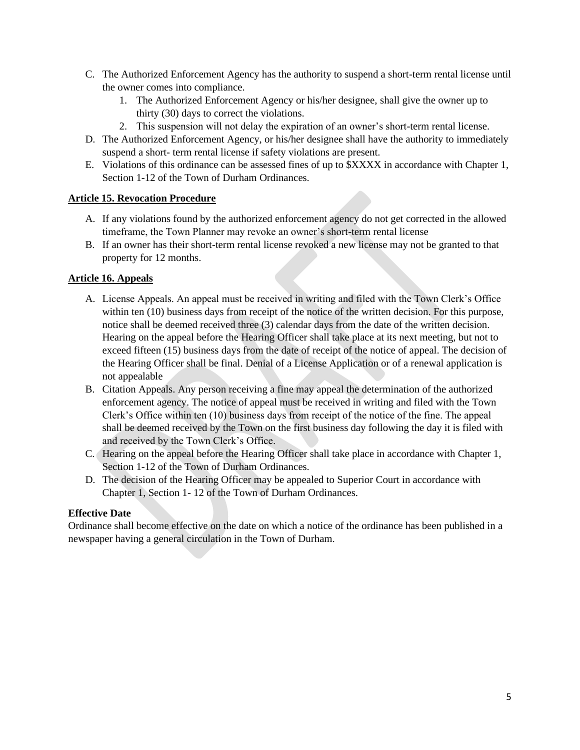C. The Authorized Enforcement Agency has the authority to suspend a short-term rental license until the owner comes into compliance.
   1. The Authorized Enforcement Agency or his/her designee, shall give the owner up to thirty (30) days to correct the violations.
   2. This suspension will not delay the expiration of an owner's short-term rental license.
D. The Authorized Enforcement Agency, or his/her designee shall have the authority to immediately suspend a short- term rental license if safety violations are present.
E. Violations of this ordinance can be assessed fines of up to $XXXX in accordance with Chapter 1, Section 1-12 of the Town of Durham Ordinances.

**Article 15. Revocation Procedure**

A. If any violations found by the authorized enforcement agency do not get corrected in the allowed timeframe, the Town Planner may revoke an owner's short-term rental license
B. If an owner has their short-term rental license revoked a new license may not be granted to that property for 12 months.

**Article 16. Appeals**

A. License Appeals. An appeal must be received in writing and filed with the Town Clerk's Office within ten (10) business days from receipt of the notice of the written decision. For this purpose, notice shall be deemed received three (3) calendar days from the date of the written decision. Hearing on the appeal before the Hearing Officer shall take place at its next meeting, but not to exceed fifteen (15) business days from the date of receipt of the notice of appeal. The decision of the Hearing Officer shall be final. Denial of a License Application or of a renewal application is not appealable
B. Citation Appeals. Any person receiving a fine may appeal the determination of the authorized enforcement agency. The notice of appeal must be received in writing and filed with the Town Clerk's Office within ten (10) business days from receipt of the notice of the fine. The appeal shall be deemed received by the Town on the first business day following the day it is filed with and received by the Town Clerk's Office.
C. Hearing on the appeal before the Hearing Officer shall take place in accordance with Chapter 1, Section 1-12 of the Town of Durham Ordinances.
D. The decision of the Hearing Officer may be appealed to Superior Court in accordance with Chapter 1, Section 1- 12 of the Town of Durham Ordinances.

**Effective Date**

Ordinance shall become effective on the date on which a notice of the ordinance has been published in a newspaper having a general circulation in the Town of Durham.